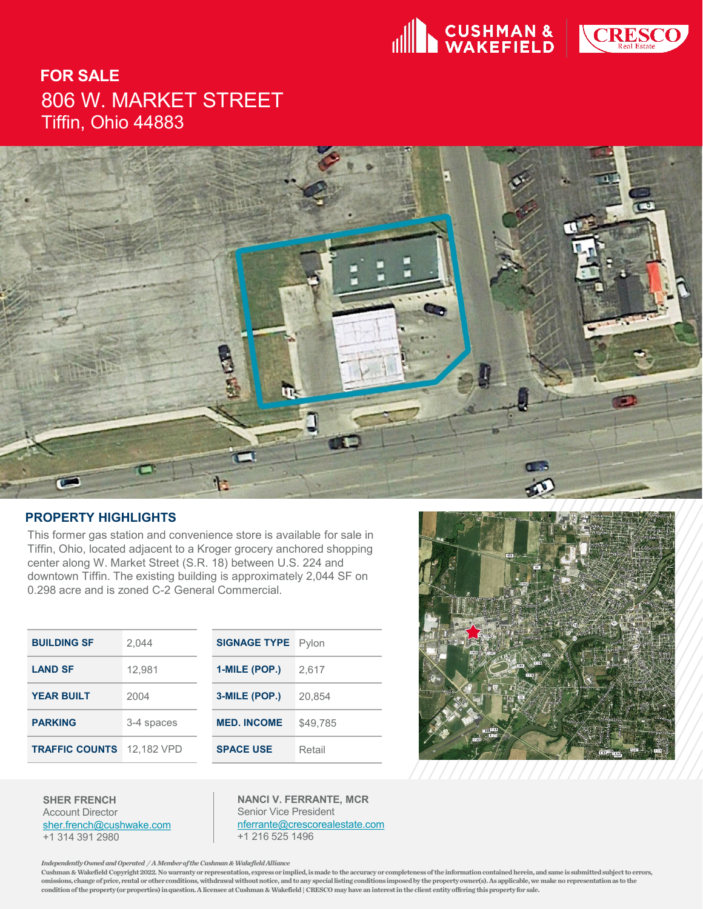CUSHMAN & WAKEFIELD | CRESCO Real Estate

# FOR SALE

## 806 W. MARKET STREET

Tiffin, Ohio 44883

## PROPERTY HIGHLIGHTS

This former gas station and convenience store is available for sale in Tiffin, Ohio, located adjacent to a Kroger grocery anchored shopping center along W. Market Street (S.R. 18) between U.S. 224 and downtown Tiffin. The existing building is approximately 2,044 SF on 0.298 acre and is zoned C-2 General Commercial.

| | |
|---|---|
| **BUILDING SF** | 2,044 |
| **LAND SF** | 12,981 |
| **YEAR BUILT** | 2004 |
| **PARKING** | 3-4 spaces |
| **TRAFFIC COUNTS** | 12,182 VPD |

| | |
|---|---|
| **SIGNAGE TYPE** | Pylon |
| **1-MILE (POP.)** | 2,617 |
| **3-MILE (POP.)** | 20,854 |
| **MED. INCOME** | $49,785 |
| **SPACE USE** | Retail |

**SHER FRENCH**
Account Director
sher.french@cushwake.com
+1 314 391 2980

**NANCI V. FERRANTE, MCR**
Senior Vice President
nferrante@crescorealestate.com
+1 216 525 1496

*Independently Owned and Operated / A Member of the Cushman & Wakefield Alliance*

Cushman & Wakefield Copyright 2022. No warranty or representation, express or implied, is made to the accuracy or completeness of the information contained herein, and same is submitted subject to errors, omissions, change of price, rental or other conditions, withdrawal without notice, and to any special listing conditions imposed by the property owner(s). As applicable, we make no representation as to the condition of the property (or properties) in question. A licensee at Cushman & Wakefield | CRESCO may have an interest in the client entity offering this property for sale.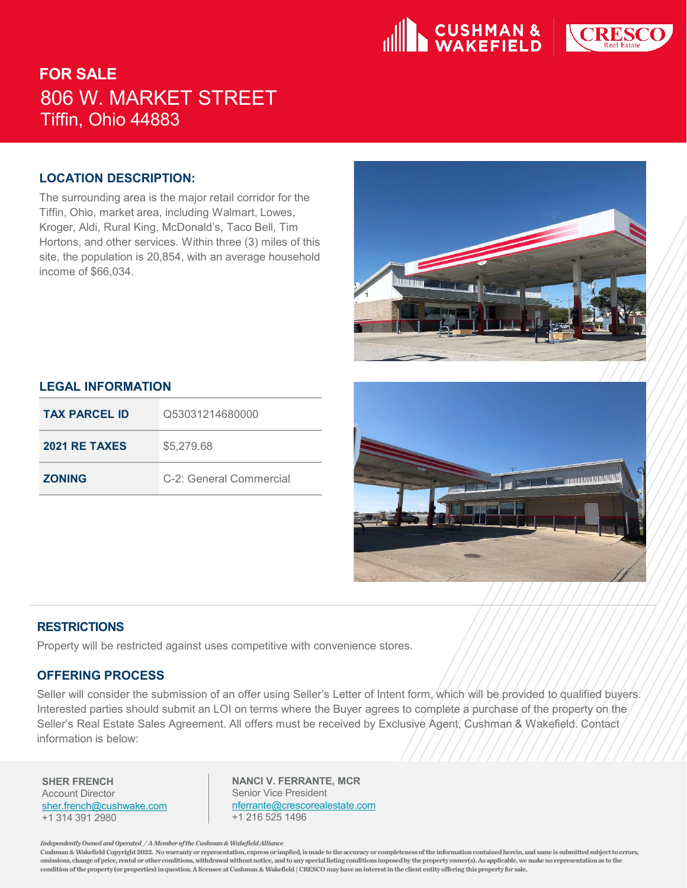CUSHMAN & WAKEFIELD | CRESCO Real Estate

## FOR SALE

# 806 W. MARKET STREET

## Tiffin, Ohio 44883

### LOCATION DESCRIPTION:

The surrounding area is the major retail corridor for the Tiffin, Ohio, market area, including Walmart, Lowes, Kroger, Aldi, Rural King, McDonald's, Taco Bell, Tim Hortons, and other services. Within three (3) miles of this site, the population is 20,854, with an average household income of $66,034.

### LEGAL INFORMATION

| | |
|---|---|
| **TAX PARCEL ID** | Q53031214680000 |
| **2021 RE TAXES** | $5,279.68 |
| **ZONING** | C-2: General Commercial |

### RESTRICTIONS

Property will be restricted against uses competitive with convenience stores.

### OFFERING PROCESS

Seller will consider the submission of an offer using Seller's Letter of Intent form, which will be provided to qualified buyers. Interested parties should submit an LOI on terms where the Buyer agrees to complete a purchase of the property on the Seller's Real Estate Sales Agreement. All offers must be received by Exclusive Agent, Cushman & Wakefield. Contact information is below:

**SHER FRENCH**
Account Director
sher.french@cushwake.com
+1 314 391 2980

**NANCI V. FERRANTE, MCR**
Senior Vice President
nferrante@crescorealestate.com
+1 216 525 1496

*Independently Owned and Operated / A Member of the Cushman & Wakefield Alliance*

**Cushman & Wakefield Copyright 2022. No warranty or representation, express or implied, is made to the accuracy or completeness of the information contained herein, and same is submitted subject to errors, omissions, change of price, rental or other conditions, withdrawal without notice, and to any special listing conditions imposed by the property owner(s). As applicable, we make no representation as to the condition of the property (or properties) in question. A licensee at Cushman & Wakefield | CRESCO may have an interest in the client entity offering this property for sale.**